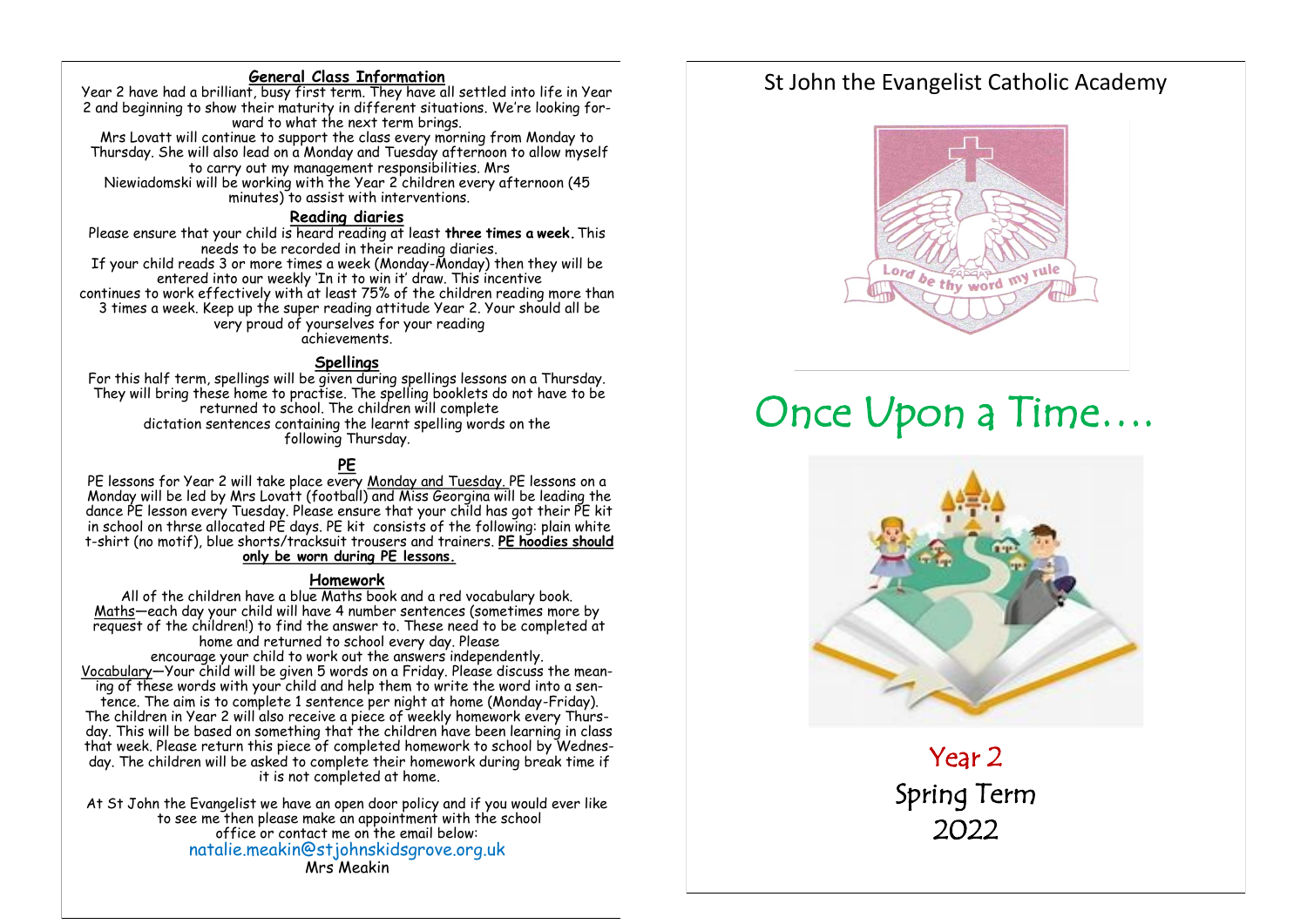## General Class Information

Year 2 have had a brilliant, busy first term. They have all settled into life in Year 2 and beginning to show their maturity in different situations. We're looking forward to what the next term brings.

Mrs Lovatt will continue to support the class every morning from Monday to Thursday. She will also lead on a Monday and Tuesday afternoon to allow myself to carry out my management responsibilities. Mrs Niewiadomski will be working with the Year 2 children every afternoon (45 minutes) to assist with interventions.

## Reading diaries

Please ensure that your child is heard reading at least **three times a week.** This needs to be recorded in their reading diaries.

If your child reads 3 or more times a week (Monday-Monday) then they will be entered into our weekly 'In it to win it' draw. This incentive continues to work effectively with at least 75% of the children reading more than 3 times a week. Keep up the super reading attitude Year 2. Your should all be very proud of yourselves for your reading achievements.

## Spellings

For this half term, spellings will be given during spellings lessons on a Thursday. They will bring these home to practise. The spelling booklets do not have to be returned to school. The children will complete dictation sentences containing the learnt spelling words on the following Thursday.

## PE

PE lessons for Year 2 will take place every Monday and Tuesday. PE lessons on a Monday will be led by Mrs Lovatt (football) and Miss Georgina will be leading the dance PE lesson every Tuesday. Please ensure that your child has got their PE kit in school on thrse allocated PE days. PE kit consists of the following: plain white t-shirt (no motif), blue shorts/tracksuit trousers and trainers. **PE hoodies should only be worn during PE lessons.**

## Homework

All of the children have a blue Maths book and a red vocabulary book.

Maths—each day your child will have 4 number sentences (sometimes more by request of the children!) to find the answer to. These need to be completed at home and returned to school every day. Please encourage your child to work out the answers independently.

Vocabulary—Your child will be given 5 words on a Friday. Please discuss the meaning of these words with your child and help them to write the word into a sentence. The aim is to complete 1 sentence per night at home (Monday-Friday).

The children in Year 2 will also receive a piece of weekly homework every Thursday. This will be based on something that the children have been learning in class that week. Please return this piece of completed homework to school by Wednesday. The children will be asked to complete their homework during break time if it is not completed at home.

At St John the Evangelist we have an open door policy and if you would ever like to see me then please make an appointment with the school office or contact me on the email below:

natalie.meakin@stjohnskidsgrove.org.uk

Mrs Meakin

# St John the Evangelist Catholic Academy

Lord be thy word my rule

# Once Upon a Time….

Year 2

Spring Term

2022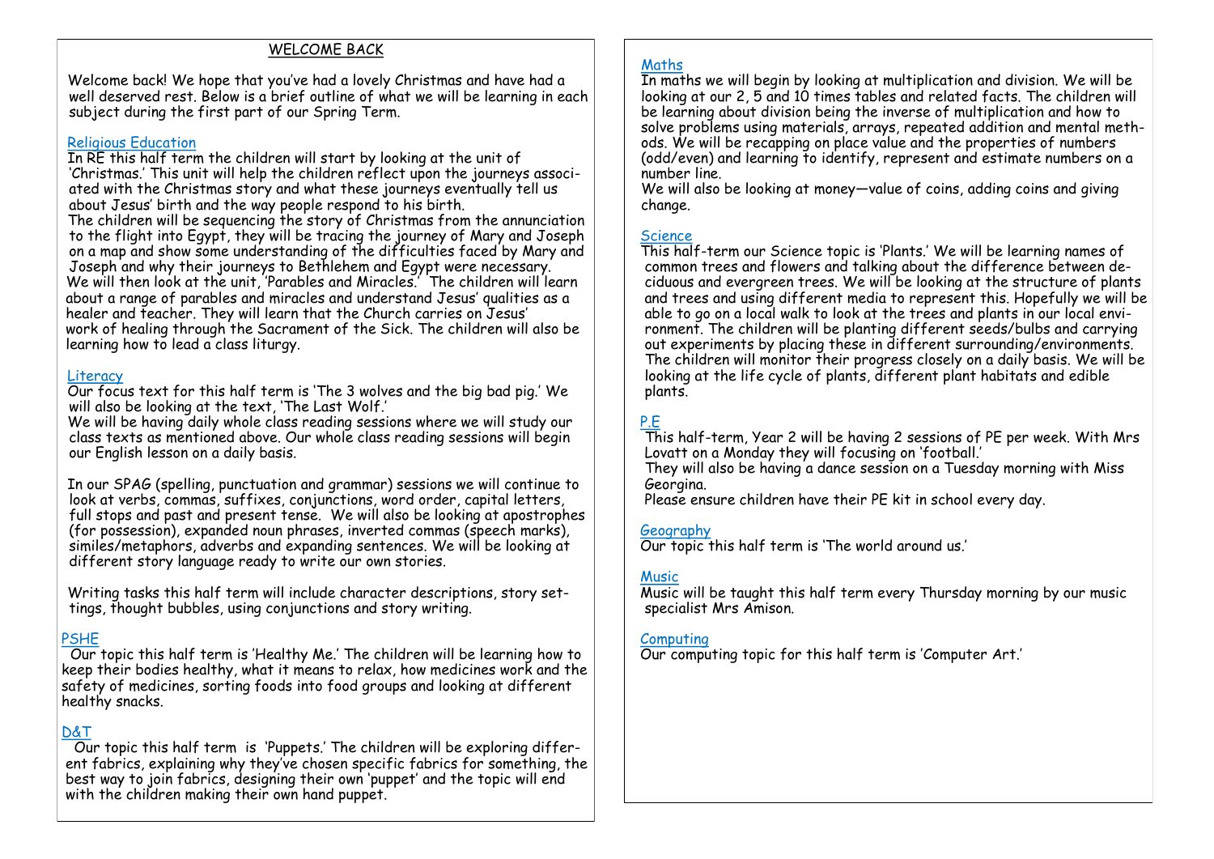## WELCOME BACK

Welcome back! We hope that you've had a lovely Christmas and have had a well deserved rest. Below is a brief outline of what we will be learning in each subject during the first part of our Spring Term.

### Religious Education

In RE this half term the children will start by looking at the unit of 'Christmas.' This unit will help the children reflect upon the journeys associated with the Christmas story and what these journeys eventually tell us about Jesus' birth and the way people respond to his birth.

The children will be sequencing the story of Christmas from the annunciation to the flight into Egypt, they will be tracing the journey of Mary and Joseph on a map and show some understanding of the difficulties faced by Mary and Joseph and why their journeys to Bethlehem and Egypt were necessary.

We will then look at the unit, 'Parables and Miracles.' The children will learn about a range of parables and miracles and understand Jesus' qualities as a healer and teacher. They will learn that the Church carries on Jesus' work of healing through the Sacrament of the Sick. The children will also be learning how to lead a class liturgy.

### Literacy

Our focus text for this half term is 'The 3 wolves and the big bad pig.' We will also be looking at the text, 'The Last Wolf.'

We will be having daily whole class reading sessions where we will study our class texts as mentioned above. Our whole class reading sessions will begin our English lesson on a daily basis.

In our SPAG (spelling, punctuation and grammar) sessions we will continue to look at verbs, commas, suffixes, conjunctions, word order, capital letters, full stops and past and present tense. We will also be looking at apostrophes (for possession), expanded noun phrases, inverted commas (speech marks), similes/metaphors, adverbs and expanding sentences. We will be looking at different story language ready to write our own stories.

Writing tasks this half term will include character descriptions, story settings, thought bubbles, using conjunctions and story writing.

### PSHE

Our topic this half term is 'Healthy Me.' The children will be learning how to keep their bodies healthy, what it means to relax, how medicines work and the safety of medicines, sorting foods into food groups and looking at different healthy snacks.

### D&T

Our topic this half term is 'Puppets.' The children will be exploring different fabrics, explaining why they've chosen specific fabrics for something, the best way to join fabrics, designing their own 'puppet' and the topic will end with the children making their own hand puppet.

### Maths

In maths we will begin by looking at multiplication and division. We will be looking at our 2, 5 and 10 times tables and related facts. The children will be learning about division being the inverse of multiplication and how to solve problems using materials, arrays, repeated addition and mental methods. We will be recapping on place value and the properties of numbers (odd/even) and learning to identify, represent and estimate numbers on a number line.

We will also be looking at money—value of coins, adding coins and giving change.

### Science

This half-term our Science topic is 'Plants.' We will be learning names of common trees and flowers and talking about the difference between deciduous and evergreen trees. We will be looking at the structure of plants and trees and using different media to represent this. Hopefully we will be able to go on a local walk to look at the trees and plants in our local environment. The children will be planting different seeds/bulbs and carrying out experiments by placing these in different surrounding/environments. The children will monitor their progress closely on a daily basis. We will be looking at the life cycle of plants, different plant habitats and edible plants.

### P.E

This half-term, Year 2 will be having 2 sessions of PE per week. With Mrs Lovatt on a Monday they will focusing on 'football.'

They will also be having a dance session on a Tuesday morning with Miss Georgina.

Please ensure children have their PE kit in school every day.

### Geography

Our topic this half term is 'The world around us.'

### Music

Music will be taught this half term every Thursday morning by our music specialist Mrs Amison.

### Computing

Our computing topic for this half term is 'Computer Art.'